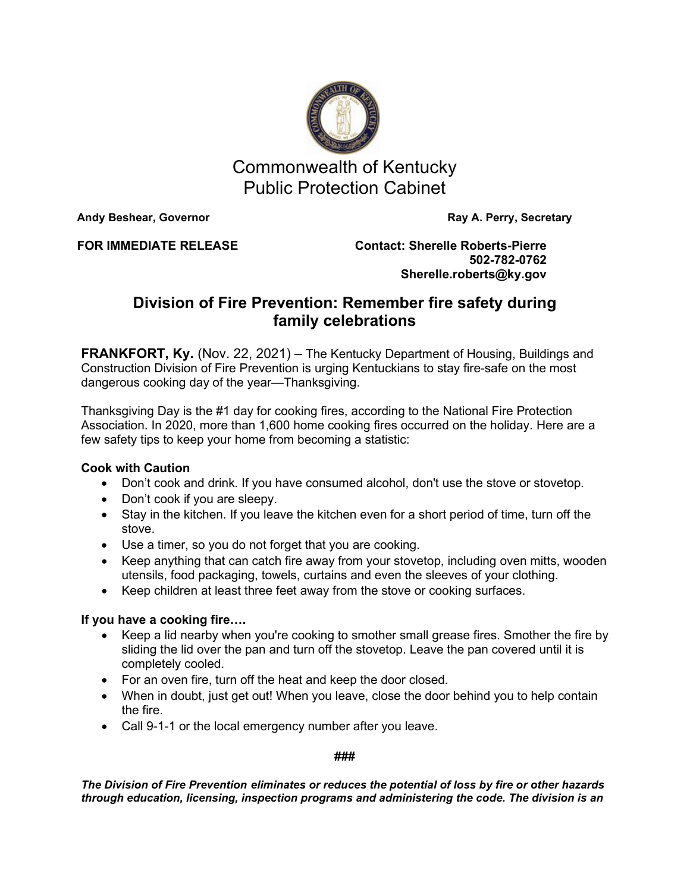Commonwealth of Kentucky
Public Protection Cabinet

**Andy Beshear, Governor** **Ray A. Perry, Secretary**

**FOR IMMEDIATE RELEASE**

**Contact: Sherelle Roberts-Pierre**
**502-782-0762**
**Sherelle.roberts@ky.gov**

## Division of Fire Prevention: Remember fire safety during family celebrations

**FRANKFORT, Ky.** (Nov. 22, 2021) – The Kentucky Department of Housing, Buildings and Construction Division of Fire Prevention is urging Kentuckians to stay fire-safe on the most dangerous cooking day of the year—Thanksgiving.

Thanksgiving Day is the #1 day for cooking fires, according to the National Fire Protection Association. In 2020, more than 1,600 home cooking fires occurred on the holiday. Here are a few safety tips to keep your home from becoming a statistic:

**Cook with Caution**

- Don't cook and drink. If you have consumed alcohol, don't use the stove or stovetop.
- Don't cook if you are sleepy.
- Stay in the kitchen. If you leave the kitchen even for a short period of time, turn off the stove.
- Use a timer, so you do not forget that you are cooking.
- Keep anything that can catch fire away from your stovetop, including oven mitts, wooden utensils, food packaging, towels, curtains and even the sleeves of your clothing.
- Keep children at least three feet away from the stove or cooking surfaces.

**If you have a cooking fire….**

- Keep a lid nearby when you're cooking to smother small grease fires. Smother the fire by sliding the lid over the pan and turn off the stovetop. Leave the pan covered until it is completely cooled.
- For an oven fire, turn off the heat and keep the door closed.
- When in doubt, just get out! When you leave, close the door behind you to help contain the fire.
- Call 9-1-1 or the local emergency number after you leave.

**###**

***The Division of Fire Prevention eliminates or reduces the potential of loss by fire or other hazards through education, licensing, inspection programs and administering the code. The division is an***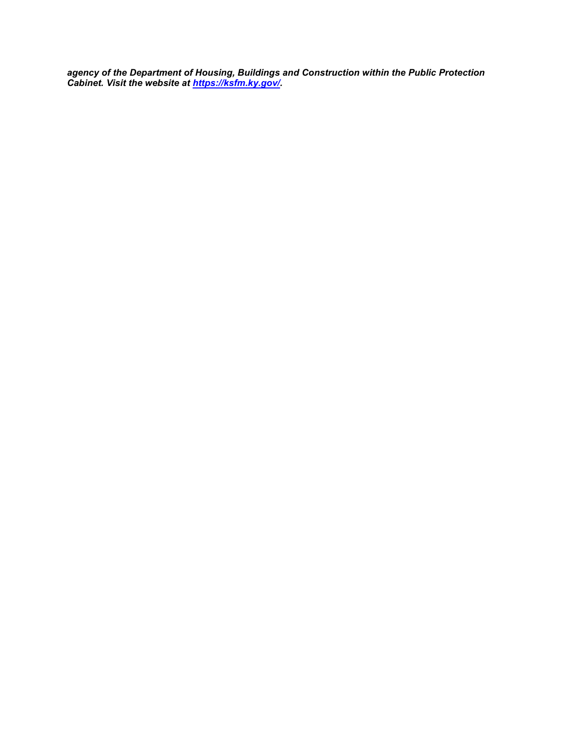***agency of the Department of Housing, Buildings and Construction within the Public Protection Cabinet. Visit the website at [https://ksfm.ky.gov/](https://ksfm.ky.gov/).***